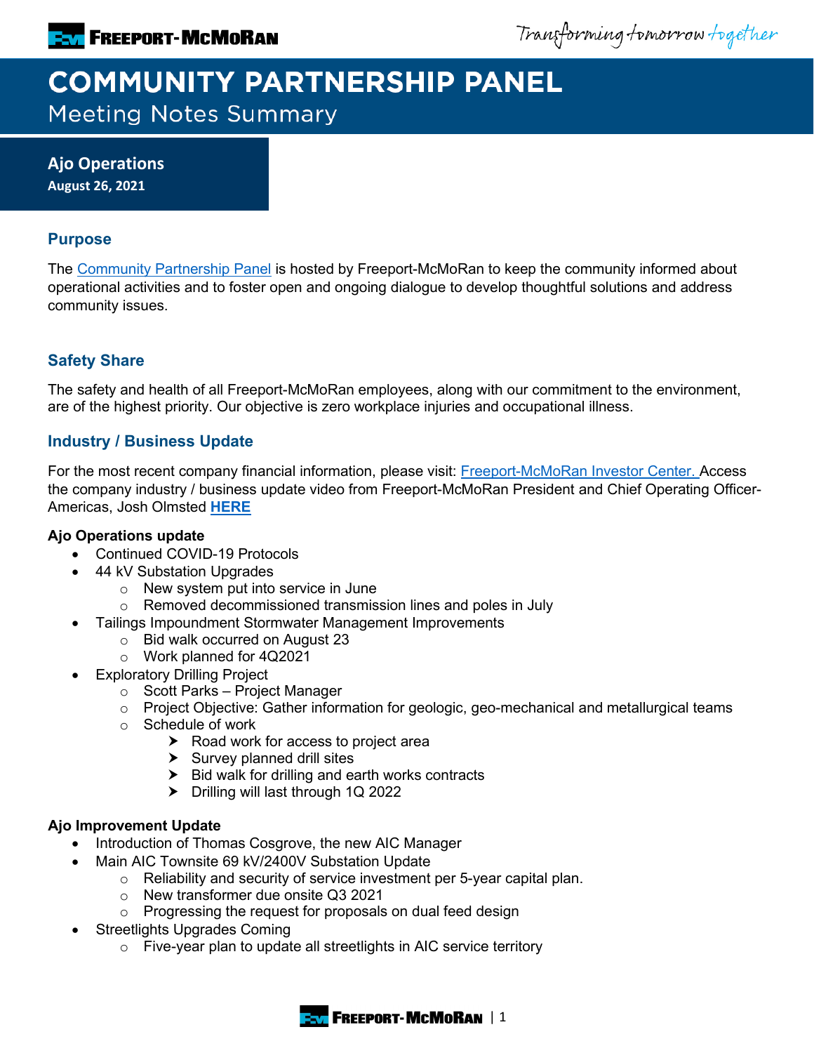# COMMUNITY PARTNERSHIP PANEL

Meeting Notes Summary

**Ajo Operations**
**August 26, 2021**

## Purpose

The Community Partnership Panel is hosted by Freeport-McMoRan to keep the community informed about operational activities and to foster open and ongoing dialogue to develop thoughtful solutions and address community issues.

## Safety Share

The safety and health of all Freeport-McMoRan employees, along with our commitment to the environment, are of the highest priority. Our objective is zero workplace injuries and occupational illness.

## Industry / Business Update

For the most recent company financial information, please visit: Freeport-McMoRan Investor Center. Access the company industry / business update video from Freeport-McMoRan President and Chief Operating Officer-Americas, Josh Olmsted **HERE**

**Ajo Operations update**

- Continued COVID-19 Protocols
- 44 kV Substation Upgrades
  - New system put into service in June
  - Removed decommissioned transmission lines and poles in July
- Tailings Impoundment Stormwater Management Improvements
  - Bid walk occurred on August 23
  - Work planned for 4Q2021
- Exploratory Drilling Project
  - Scott Parks – Project Manager
  - Project Objective: Gather information for geologic, geo-mechanical and metallurgical teams
  - Schedule of work
    - Road work for access to project area
    - Survey planned drill sites
    - Bid walk for drilling and earth works contracts
    - Drilling will last through 1Q 2022

**Ajo Improvement Update**

- Introduction of Thomas Cosgrove, the new AIC Manager
- Main AIC Townsite 69 kV/2400V Substation Update
  - Reliability and security of service investment per 5-year capital plan.
  - New transformer due onsite Q3 2021
  - Progressing the request for proposals on dual feed design
- Streetlights Upgrades Coming
  - Five-year plan to update all streetlights in AIC service territory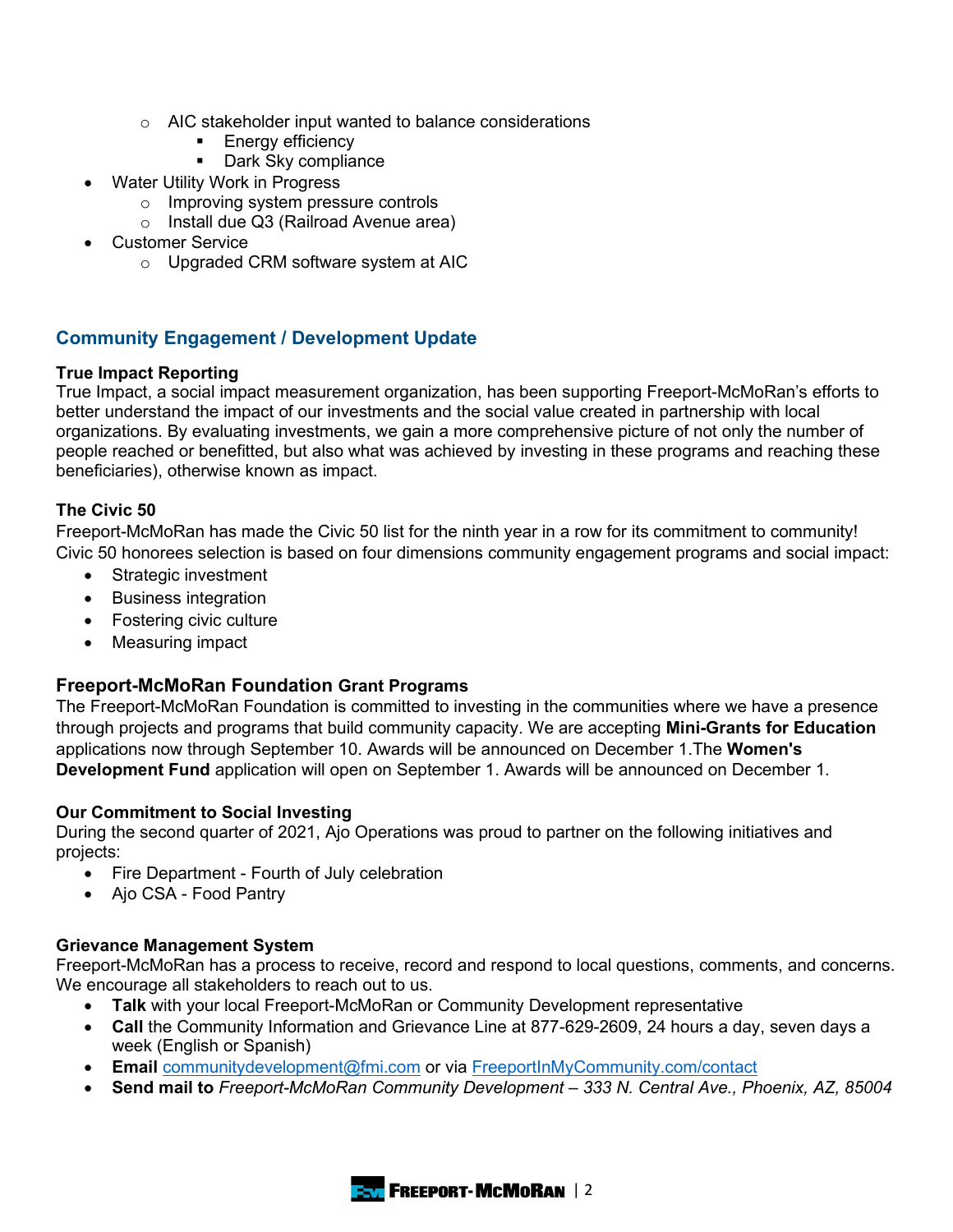- AIC stakeholder input wanted to balance considerations
        - Energy efficiency
        - Dark Sky compliance
- Water Utility Work in Progress
    - Improving system pressure controls
    - Install due Q3 (Railroad Avenue area)
- Customer Service
    - Upgraded CRM software system at AIC

## Community Engagement / Development Update

### True Impact Reporting

True Impact, a social impact measurement organization, has been supporting Freeport-McMoRan's efforts to better understand the impact of our investments and the social value created in partnership with local organizations. By evaluating investments, we gain a more comprehensive picture of not only the number of people reached or benefitted, but also what was achieved by investing in these programs and reaching these beneficiaries), otherwise known as impact.

### The Civic 50

Freeport-McMoRan has made the Civic 50 list for the ninth year in a row for its commitment to community! Civic 50 honorees selection is based on four dimensions community engagement programs and social impact:

- Strategic investment
- Business integration
- Fostering civic culture
- Measuring impact

### Freeport-McMoRan Foundation Grant Programs

The Freeport-McMoRan Foundation is committed to investing in the communities where we have a presence through projects and programs that build community capacity. We are accepting **Mini-Grants for Education** applications now through September 10. Awards will be announced on December 1.The **Women's Development Fund** application will open on September 1. Awards will be announced on December 1.

### Our Commitment to Social Investing

During the second quarter of 2021, Ajo Operations was proud to partner on the following initiatives and projects:

- Fire Department - Fourth of July celebration
- Ajo CSA - Food Pantry

### Grievance Management System

Freeport-McMoRan has a process to receive, record and respond to local questions, comments, and concerns. We encourage all stakeholders to reach out to us.

- **Talk** with your local Freeport-McMoRan or Community Development representative
- **Call** the Community Information and Grievance Line at 877-629-2609, 24 hours a day, seven days a week (English or Spanish)
- **Email** communitydevelopment@fmi.com or via FreeportInMyCommunity.com/contact
- **Send mail to** *Freeport-McMoRan Community Development – 333 N. Central Ave., Phoenix, AZ, 85004*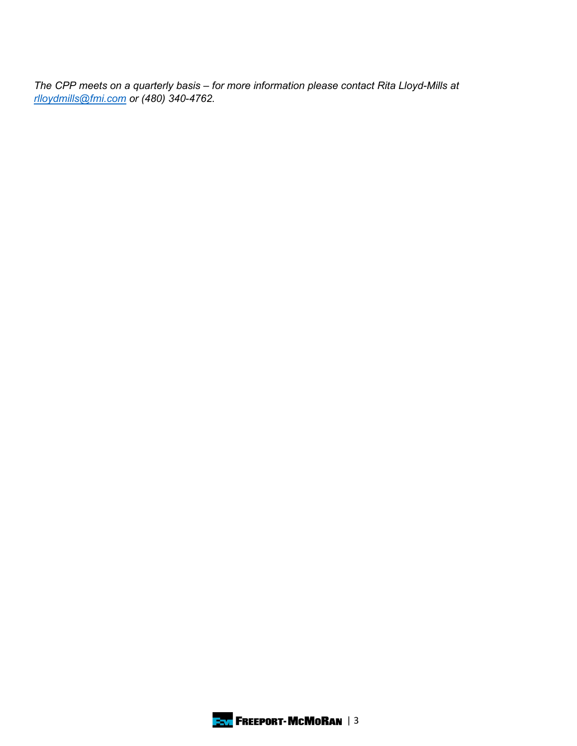*The CPP meets on a quarterly basis – for more information please contact Rita Lloyd-Mills at rlloydmills@fmi.com or (480) 340-4762.*